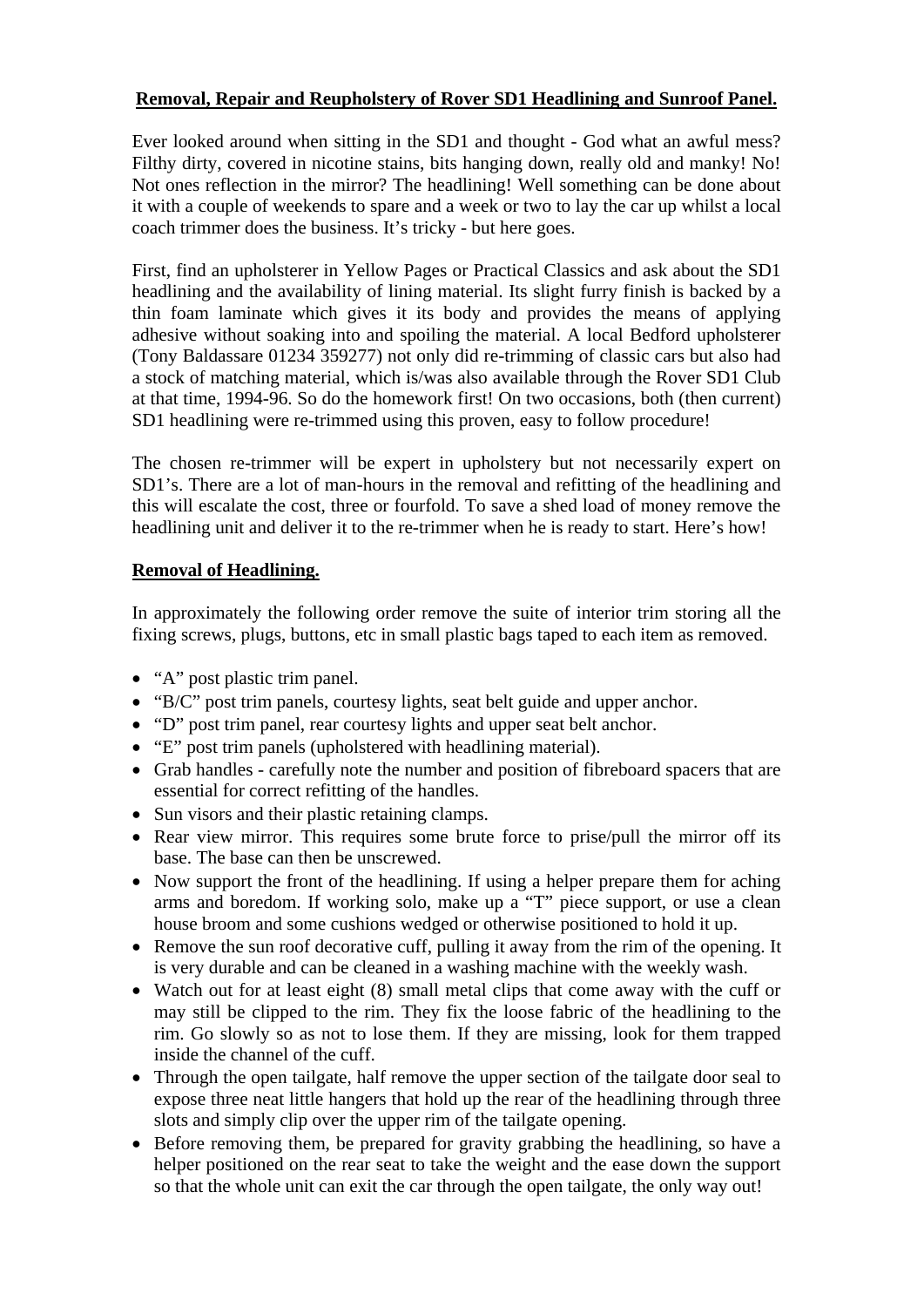# Removal, Repair and Reupholstery of Rover SD1 Headlining and Sunroof Panel.

Ever looked around when sitting in the SD1 and thought - God what an awful mess? Filthy dirty, covered in nicotine stains, bits hanging down, really old and manky! No! Not ones reflection in the mirror? The headlining! Well something can be done about it with a couple of weekends to spare and a week or two to lay the car up whilst a local coach trimmer does the business. It's tricky - but here goes.

First, find an upholsterer in Yellow Pages or Practical Classics and ask about the SD1 headlining and the availability of lining material. Its slight furry finish is backed by a thin foam laminate which gives it its body and provides the means of applying adhesive without soaking into and spoiling the material. A local Bedford upholsterer (Tony Baldassare 01234 359277) not only did re-trimming of classic cars but also had a stock of matching material, which is/was also available through the Rover SD1 Club at that time, 1994-96. So do the homework first! On two occasions, both (then current) SD1 headlining were re-trimmed using this proven, easy to follow procedure!

The chosen re-trimmer will be expert in upholstery but not necessarily expert on SD1's. There are a lot of man-hours in the removal and refitting of the headlining and this will escalate the cost, three or fourfold. To save a shed load of money remove the headlining unit and deliver it to the re-trimmer when he is ready to start. Here's how!

## Removal of Headlining.

In approximately the following order remove the suite of interior trim storing all the fixing screws, plugs, buttons, etc in small plastic bags taped to each item as removed.

- "A" post plastic trim panel.
- "B/C" post trim panels, courtesy lights, seat belt guide and upper anchor.
- "D" post trim panel, rear courtesy lights and upper seat belt anchor.
- "E" post trim panels (upholstered with headlining material).
- Grab handles - carefully note the number and position of fibreboard spacers that are essential for correct refitting of the handles.
- Sun visors and their plastic retaining clamps.
- Rear view mirror. This requires some brute force to prise/pull the mirror off its base. The base can then be unscrewed.
- Now support the front of the headlining. If using a helper prepare them for aching arms and boredom. If working solo, make up a "T" piece support, or use a clean house broom and some cushions wedged or otherwise positioned to hold it up.
- Remove the sun roof decorative cuff, pulling it away from the rim of the opening. It is very durable and can be cleaned in a washing machine with the weekly wash.
- Watch out for at least eight (8) small metal clips that come away with the cuff or may still be clipped to the rim. They fix the loose fabric of the headlining to the rim. Go slowly so as not to lose them. If they are missing, look for them trapped inside the channel of the cuff.
- Through the open tailgate, half remove the upper section of the tailgate door seal to expose three neat little hangers that hold up the rear of the headlining through three slots and simply clip over the upper rim of the tailgate opening.
- Before removing them, be prepared for gravity grabbing the headlining, so have a helper positioned on the rear seat to take the weight and the ease down the support so that the whole unit can exit the car through the open tailgate, the only way out!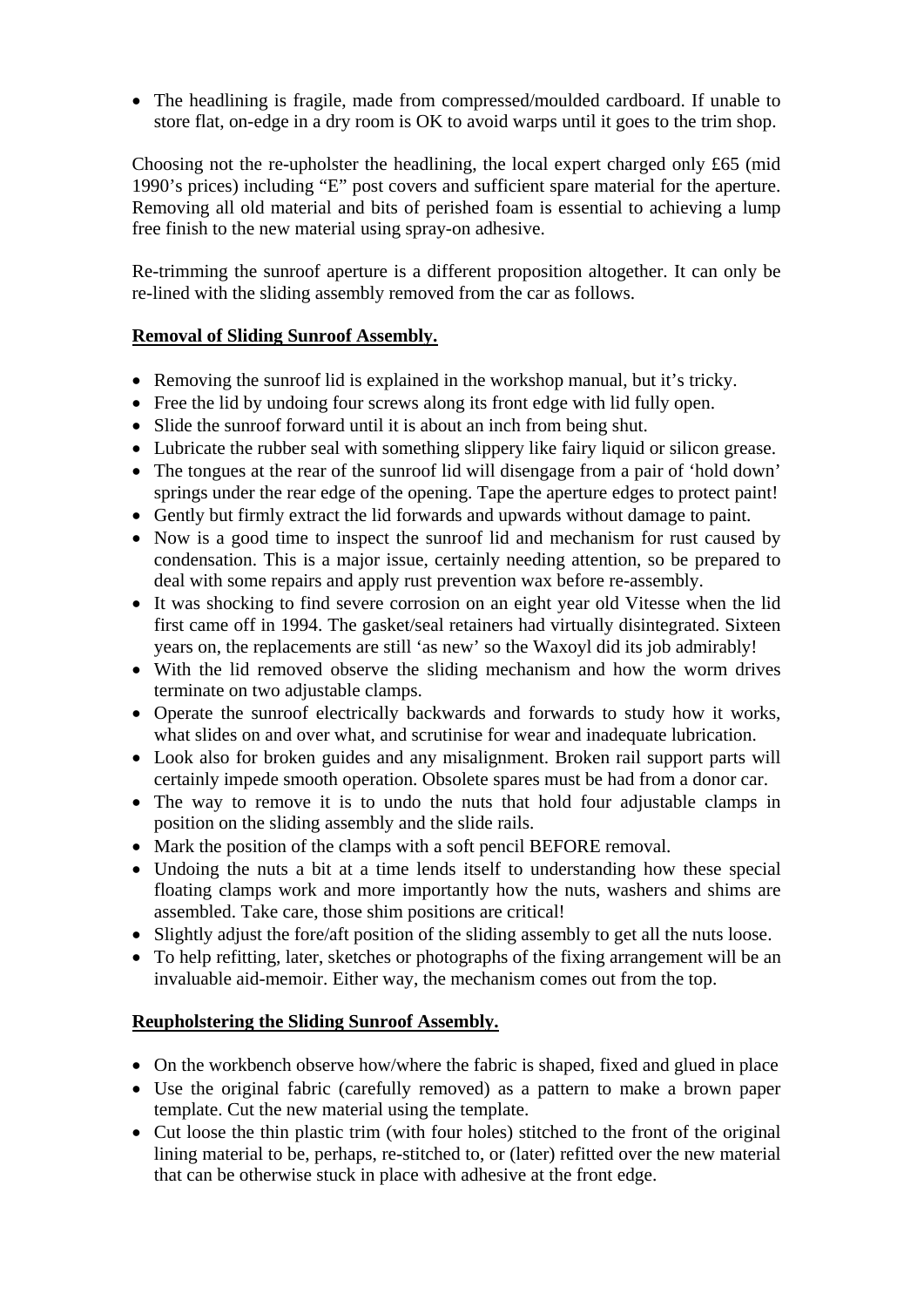- The headlining is fragile, made from compressed/moulded cardboard. If unable to store flat, on-edge in a dry room is OK to avoid warps until it goes to the trim shop.

Choosing not the re-upholster the headlining, the local expert charged only £65 (mid 1990's prices) including "E" post covers and sufficient spare material for the aperture. Removing all old material and bits of perished foam is essential to achieving a lump free finish to the new material using spray-on adhesive.

Re-trimming the sunroof aperture is a different proposition altogether. It can only be re-lined with the sliding assembly removed from the car as follows.

**Removal of Sliding Sunroof Assembly.**

- Removing the sunroof lid is explained in the workshop manual, but it's tricky.
- Free the lid by undoing four screws along its front edge with lid fully open.
- Slide the sunroof forward until it is about an inch from being shut.
- Lubricate the rubber seal with something slippery like fairy liquid or silicon grease.
- The tongues at the rear of the sunroof lid will disengage from a pair of 'hold down' springs under the rear edge of the opening. Tape the aperture edges to protect paint!
- Gently but firmly extract the lid forwards and upwards without damage to paint.
- Now is a good time to inspect the sunroof lid and mechanism for rust caused by condensation. This is a major issue, certainly needing attention, so be prepared to deal with some repairs and apply rust prevention wax before re-assembly.
- It was shocking to find severe corrosion on an eight year old Vitesse when the lid first came off in 1994. The gasket/seal retainers had virtually disintegrated. Sixteen years on, the replacements are still 'as new' so the Waxoyl did its job admirably!
- With the lid removed observe the sliding mechanism and how the worm drives terminate on two adjustable clamps.
- Operate the sunroof electrically backwards and forwards to study how it works, what slides on and over what, and scrutinise for wear and inadequate lubrication.
- Look also for broken guides and any misalignment. Broken rail support parts will certainly impede smooth operation. Obsolete spares must be had from a donor car.
- The way to remove it is to undo the nuts that hold four adjustable clamps in position on the sliding assembly and the slide rails.
- Mark the position of the clamps with a soft pencil BEFORE removal.
- Undoing the nuts a bit at a time lends itself to understanding how these special floating clamps work and more importantly how the nuts, washers and shims are assembled. Take care, those shim positions are critical!
- Slightly adjust the fore/aft position of the sliding assembly to get all the nuts loose.
- To help refitting, later, sketches or photographs of the fixing arrangement will be an invaluable aid-memoir. Either way, the mechanism comes out from the top.

**Reupholstering the Sliding Sunroof Assembly.**

- On the workbench observe how/where the fabric is shaped, fixed and glued in place
- Use the original fabric (carefully removed) as a pattern to make a brown paper template. Cut the new material using the template.
- Cut loose the thin plastic trim (with four holes) stitched to the front of the original lining material to be, perhaps, re-stitched to, or (later) refitted over the new material that can be otherwise stuck in place with adhesive at the front edge.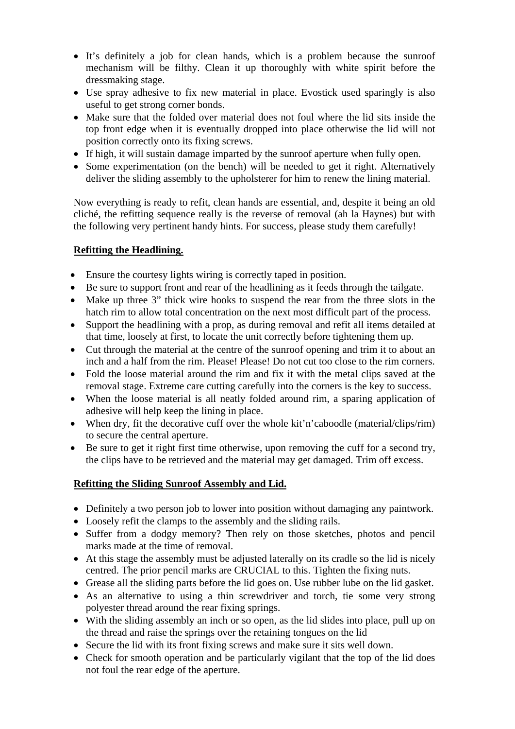- It's definitely a job for clean hands, which is a problem because the sunroof mechanism will be filthy. Clean it up thoroughly with white spirit before the dressmaking stage.
- Use spray adhesive to fix new material in place. Evostick used sparingly is also useful to get strong corner bonds.
- Make sure that the folded over material does not foul where the lid sits inside the top front edge when it is eventually dropped into place otherwise the lid will not position correctly onto its fixing screws.
- If high, it will sustain damage imparted by the sunroof aperture when fully open.
- Some experimentation (on the bench) will be needed to get it right. Alternatively deliver the sliding assembly to the upholsterer for him to renew the lining material.

Now everything is ready to refit, clean hands are essential, and, despite it being an old cliché, the refitting sequence really is the reverse of removal (ah la Haynes) but with the following very pertinent handy hints. For success, please study them carefully!

**Refitting the Headlining.**

- Ensure the courtesy lights wiring is correctly taped in position.
- Be sure to support front and rear of the headlining as it feeds through the tailgate.
- Make up three 3" thick wire hooks to suspend the rear from the three slots in the hatch rim to allow total concentration on the next most difficult part of the process.
- Support the headlining with a prop, as during removal and refit all items detailed at that time, loosely at first, to locate the unit correctly before tightening them up.
- Cut through the material at the centre of the sunroof opening and trim it to about an inch and a half from the rim. Please! Please! Do not cut too close to the rim corners.
- Fold the loose material around the rim and fix it with the metal clips saved at the removal stage. Extreme care cutting carefully into the corners is the key to success.
- When the loose material is all neatly folded around rim, a sparing application of adhesive will help keep the lining in place.
- When dry, fit the decorative cuff over the whole kit'n'caboodle (material/clips/rim) to secure the central aperture.
- Be sure to get it right first time otherwise, upon removing the cuff for a second try, the clips have to be retrieved and the material may get damaged. Trim off excess.

**Refitting the Sliding Sunroof Assembly and Lid.**

- Definitely a two person job to lower into position without damaging any paintwork.
- Loosely refit the clamps to the assembly and the sliding rails.
- Suffer from a dodgy memory? Then rely on those sketches, photos and pencil marks made at the time of removal.
- At this stage the assembly must be adjusted laterally on its cradle so the lid is nicely centred. The prior pencil marks are CRUCIAL to this. Tighten the fixing nuts.
- Grease all the sliding parts before the lid goes on. Use rubber lube on the lid gasket.
- As an alternative to using a thin screwdriver and torch, tie some very strong polyester thread around the rear fixing springs.
- With the sliding assembly an inch or so open, as the lid slides into place, pull up on the thread and raise the springs over the retaining tongues on the lid
- Secure the lid with its front fixing screws and make sure it sits well down.
- Check for smooth operation and be particularly vigilant that the top of the lid does not foul the rear edge of the aperture.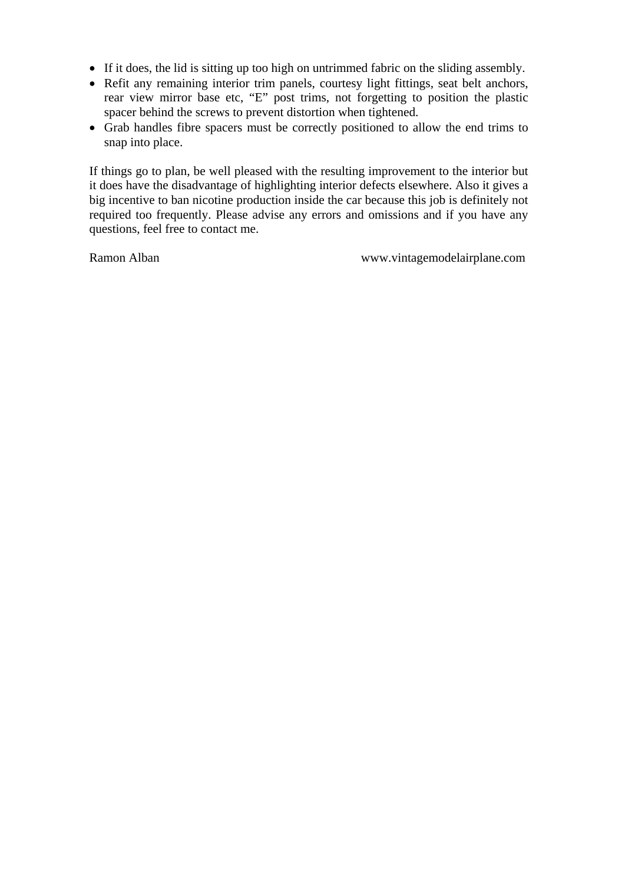- If it does, the lid is sitting up too high on untrimmed fabric on the sliding assembly.
- Refit any remaining interior trim panels, courtesy light fittings, seat belt anchors, rear view mirror base etc, "E" post trims, not forgetting to position the plastic spacer behind the screws to prevent distortion when tightened.
- Grab handles fibre spacers must be correctly positioned to allow the end trims to snap into place.

If things go to plan, be well pleased with the resulting improvement to the interior but it does have the disadvantage of highlighting interior defects elsewhere. Also it gives a big incentive to ban nicotine production inside the car because this job is definitely not required too frequently. Please advise any errors and omissions and if you have any questions, feel free to contact me.

Ramon Alban www.vintagemodelairplane.com